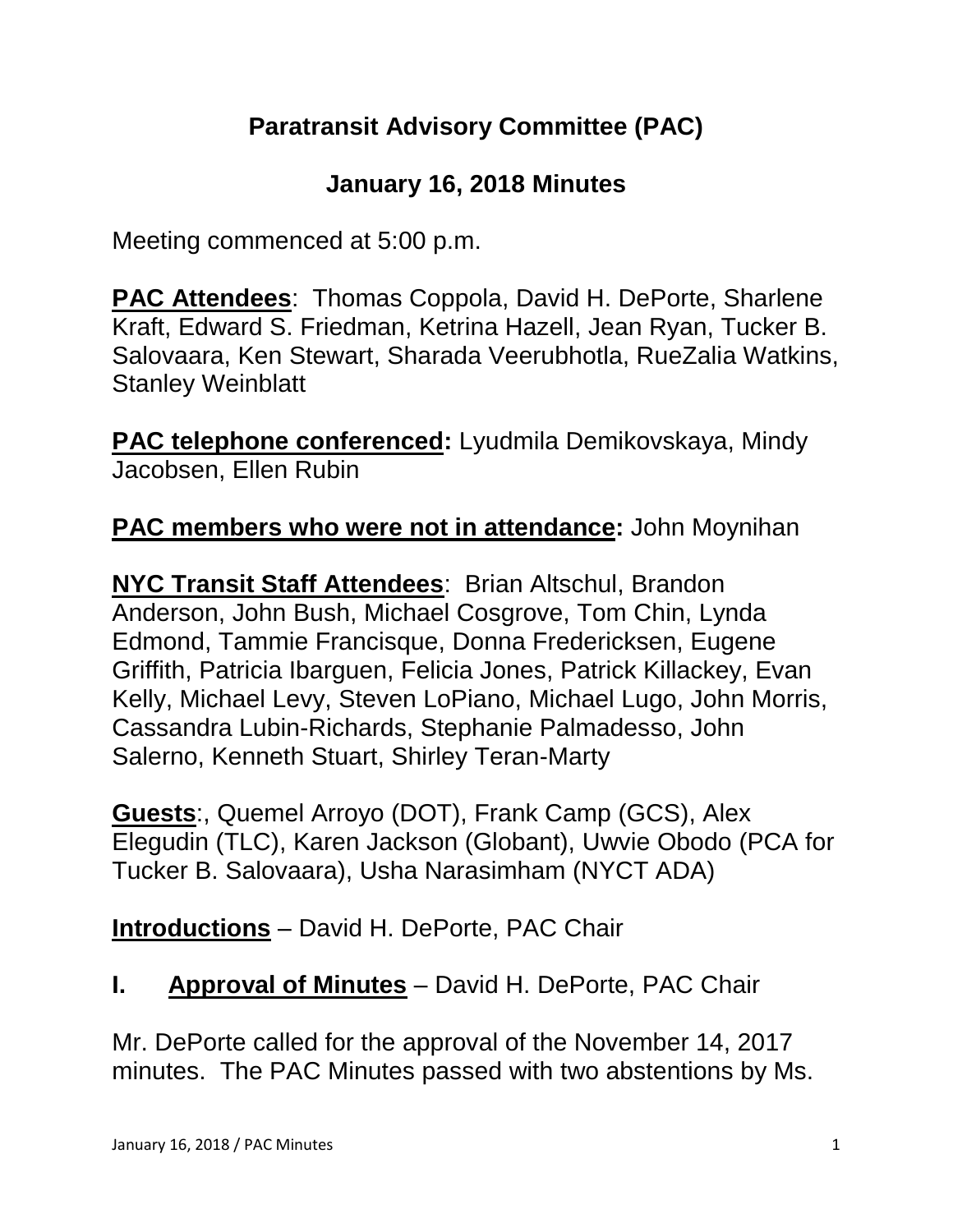# Paratransit Advisory Committee (PAC)

## January 16, 2018 Minutes

Meeting commenced at 5:00 p.m.

**PAC Attendees**: Thomas Coppola, David H. DePorte, Sharlene Kraft, Edward S. Friedman, Ketrina Hazell, Jean Ryan, Tucker B. Salovaara, Ken Stewart, Sharada Veerubhotla, RueZalia Watkins, Stanley Weinblatt

**PAC telephone conferenced:** Lyudmila Demikovskaya, Mindy Jacobsen, Ellen Rubin

**PAC members who were not in attendance:** John Moynihan

**NYC Transit Staff Attendees**: Brian Altschul, Brandon Anderson, John Bush, Michael Cosgrove, Tom Chin, Lynda Edmond, Tammie Francisque, Donna Fredericksen, Eugene Griffith, Patricia Ibarguen, Felicia Jones, Patrick Killackey, Evan Kelly, Michael Levy, Steven LoPiano, Michael Lugo, John Morris, Cassandra Lubin-Richards, Stephanie Palmadesso, John Salerno, Kenneth Stuart, Shirley Teran-Marty

**Guests**:, Quemel Arroyo (DOT), Frank Camp (GCS), Alex Elegudin (TLC), Karen Jackson (Globant), Uwvie Obodo (PCA for Tucker B. Salovaara), Usha Narasimham (NYCT ADA)

**Introductions** – David H. DePorte, PAC Chair

## I. Approval of Minutes – David H. DePorte, PAC Chair

Mr. DePorte called for the approval of the November 14, 2017 minutes. The PAC Minutes passed with two abstentions by Ms.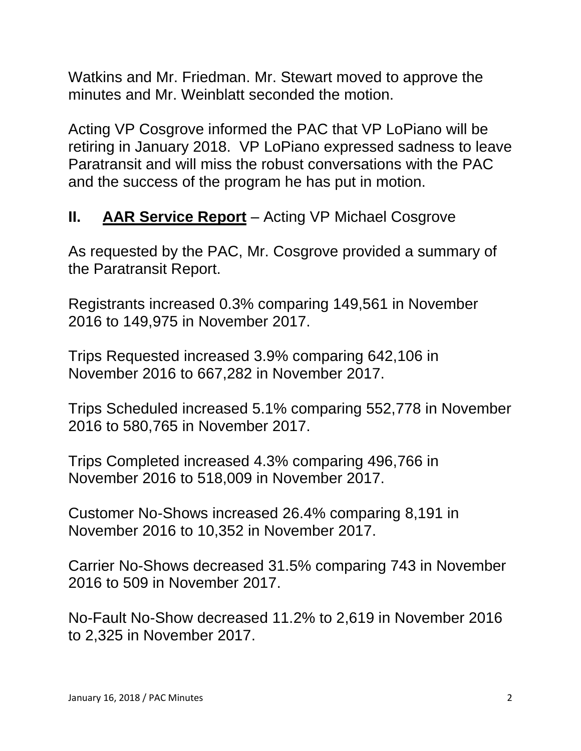Watkins and Mr. Friedman. Mr. Stewart moved to approve the minutes and Mr. Weinblatt seconded the motion.

Acting VP Cosgrove informed the PAC that VP LoPiano will be retiring in January 2018. VP LoPiano expressed sadness to leave Paratransit and will miss the robust conversations with the PAC and the success of the program he has put in motion.

## II. **AAR Service Report** – Acting VP Michael Cosgrove

As requested by the PAC, Mr. Cosgrove provided a summary of the Paratransit Report.

Registrants increased 0.3% comparing 149,561 in November 2016 to 149,975 in November 2017.

Trips Requested increased 3.9% comparing 642,106 in November 2016 to 667,282 in November 2017.

Trips Scheduled increased 5.1% comparing 552,778 in November 2016 to 580,765 in November 2017.

Trips Completed increased 4.3% comparing 496,766 in November 2016 to 518,009 in November 2017.

Customer No-Shows increased 26.4% comparing 8,191 in November 2016 to 10,352 in November 2017.

Carrier No-Shows decreased 31.5% comparing 743 in November 2016 to 509 in November 2017.

No-Fault No-Show decreased 11.2% to 2,619 in November 2016 to 2,325 in November 2017.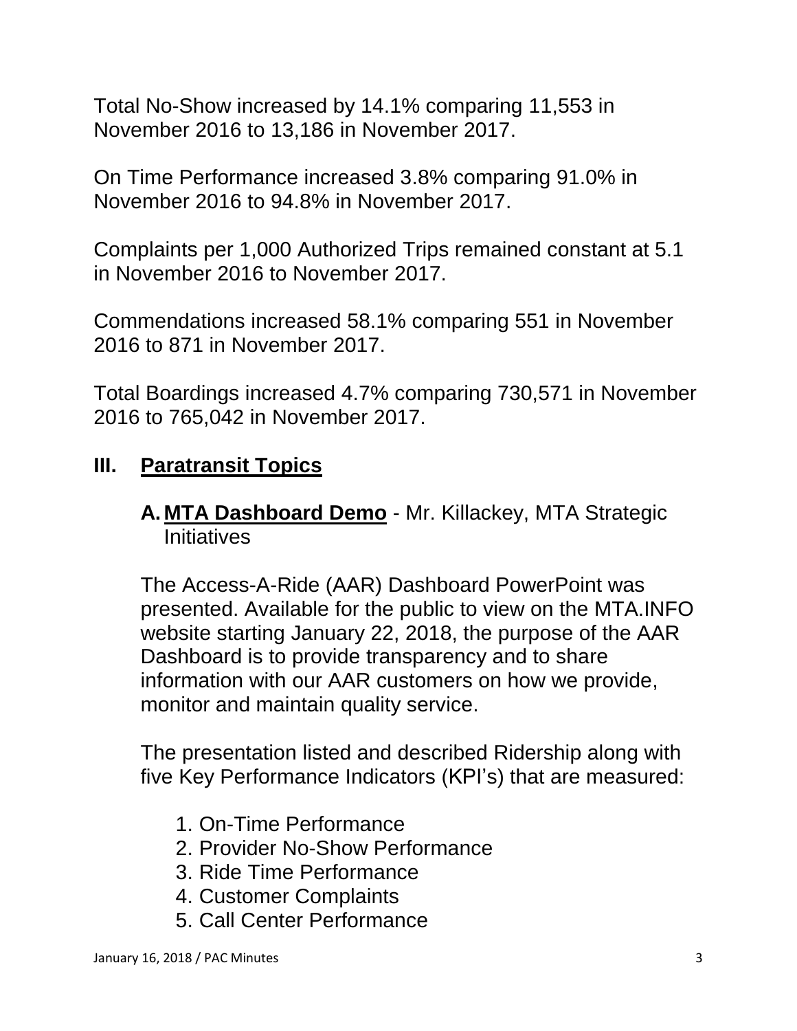Total No-Show increased by 14.1% comparing 11,553 in November 2016 to 13,186 in November 2017.

On Time Performance increased 3.8% comparing 91.0% in November 2016 to 94.8% in November 2017.

Complaints per 1,000 Authorized Trips remained constant at 5.1 in November 2016 to November 2017.

Commendations increased 58.1% comparing 551 in November 2016 to 871 in November 2017.

Total Boardings increased 4.7% comparing 730,571 in November 2016 to 765,042 in November 2017.

## III. <u>Paratransit Topics</u>

### A. <u>MTA Dashboard Demo</u> - Mr. Killackey, MTA Strategic Initiatives

The Access-A-Ride (AAR) Dashboard PowerPoint was presented. Available for the public to view on the MTA.INFO website starting January 22, 2018, the purpose of the AAR Dashboard is to provide transparency and to share information with our AAR customers on how we provide, monitor and maintain quality service.

The presentation listed and described Ridership along with five Key Performance Indicators (KPI's) that are measured:

1. On-Time Performance
2. Provider No-Show Performance
3. Ride Time Performance
4. Customer Complaints
5. Call Center Performance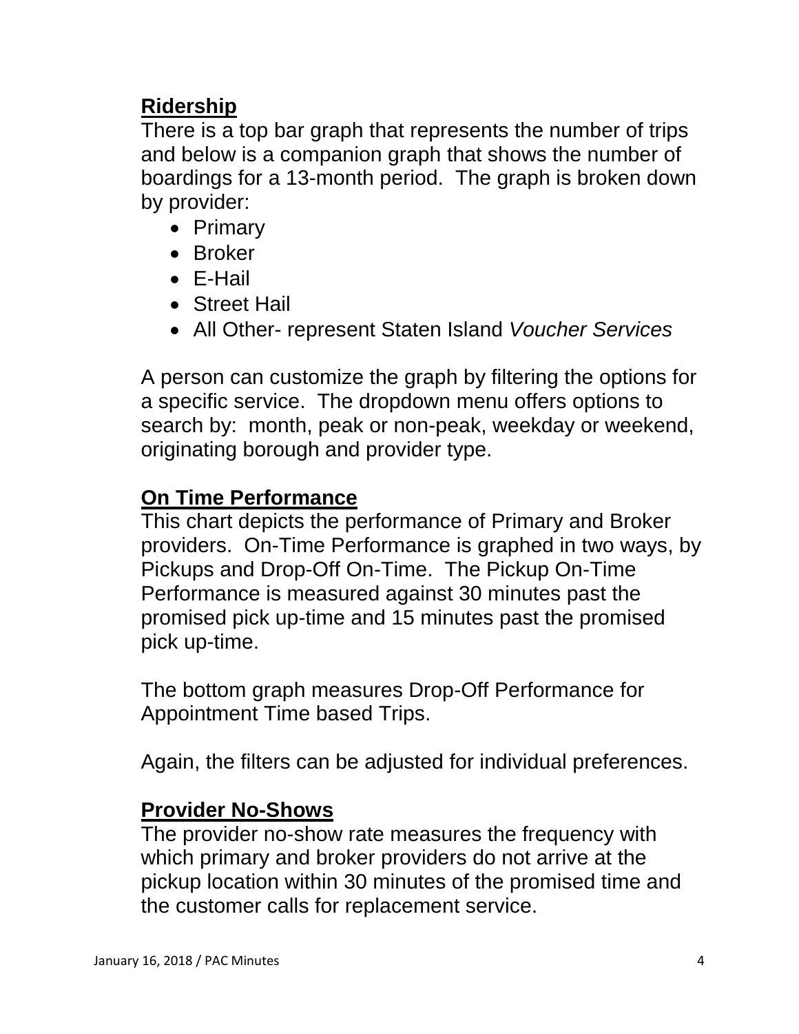## **Ridership**

There is a top bar graph that represents the number of trips and below is a companion graph that shows the number of boardings for a 13-month period. The graph is broken down by provider:

- Primary
- Broker
- E-Hail
- Street Hail
- All Other- represent Staten Island *Voucher Services*

A person can customize the graph by filtering the options for a specific service. The dropdown menu offers options to search by: month, peak or non-peak, weekday or weekend, originating borough and provider type.

## **On Time Performance**

This chart depicts the performance of Primary and Broker providers. On-Time Performance is graphed in two ways, by Pickups and Drop-Off On-Time. The Pickup On-Time Performance is measured against 30 minutes past the promised pick up-time and 15 minutes past the promised pick up-time.

The bottom graph measures Drop-Off Performance for Appointment Time based Trips.

Again, the filters can be adjusted for individual preferences.

## **Provider No-Shows**

The provider no-show rate measures the frequency with which primary and broker providers do not arrive at the pickup location within 30 minutes of the promised time and the customer calls for replacement service.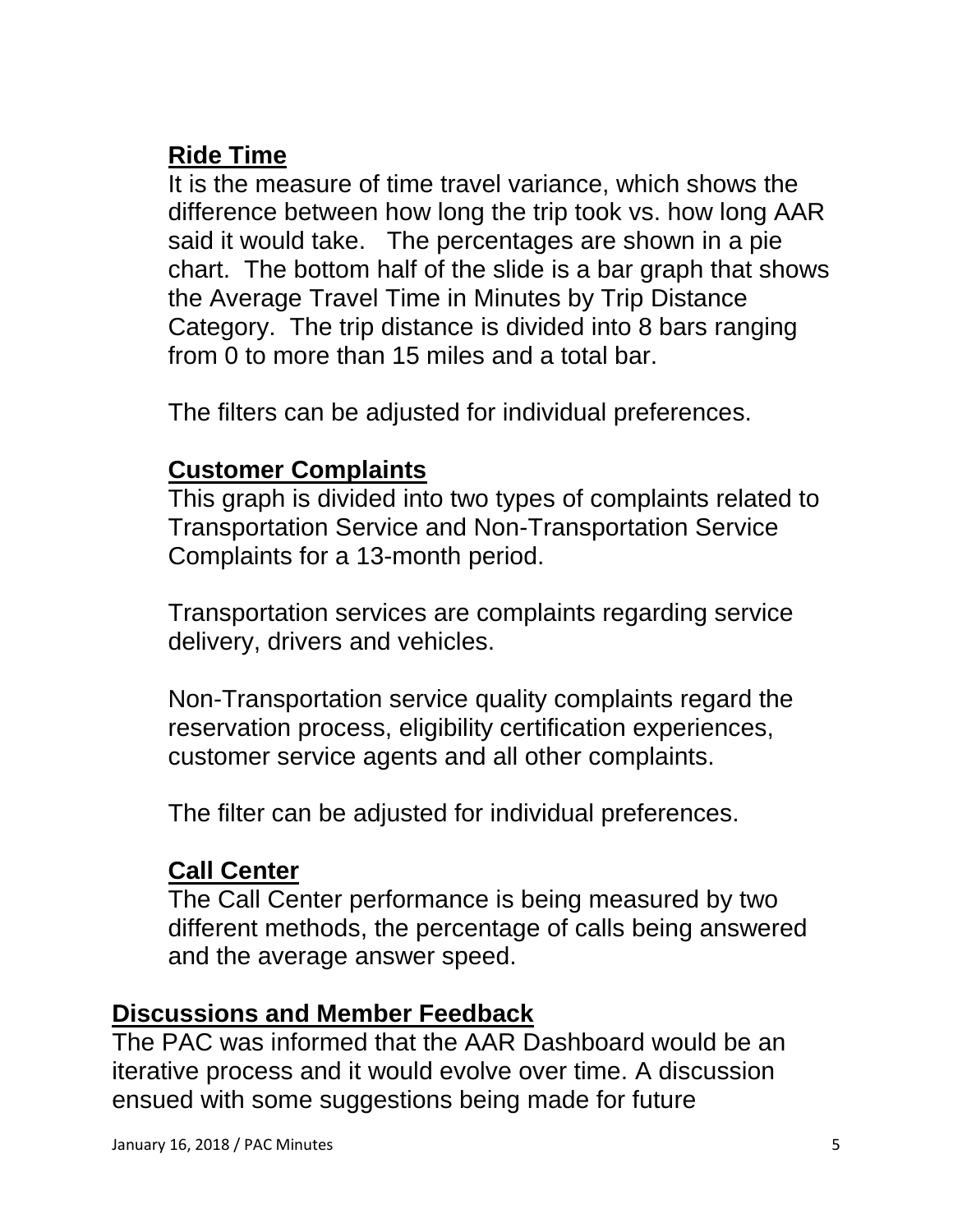### Ride Time

It is the measure of time travel variance, which shows the difference between how long the trip took vs. how long AAR said it would take. The percentages are shown in a pie chart. The bottom half of the slide is a bar graph that shows the Average Travel Time in Minutes by Trip Distance Category. The trip distance is divided into 8 bars ranging from 0 to more than 15 miles and a total bar.

The filters can be adjusted for individual preferences.

### Customer Complaints

This graph is divided into two types of complaints related to Transportation Service and Non-Transportation Service Complaints for a 13-month period.

Transportation services are complaints regarding service delivery, drivers and vehicles.

Non-Transportation service quality complaints regard the reservation process, eligibility certification experiences, customer service agents and all other complaints.

The filter can be adjusted for individual preferences.

### Call Center

The Call Center performance is being measured by two different methods, the percentage of calls being answered and the average answer speed.

## Discussions and Member Feedback

The PAC was informed that the AAR Dashboard would be an iterative process and it would evolve over time. A discussion ensued with some suggestions being made for future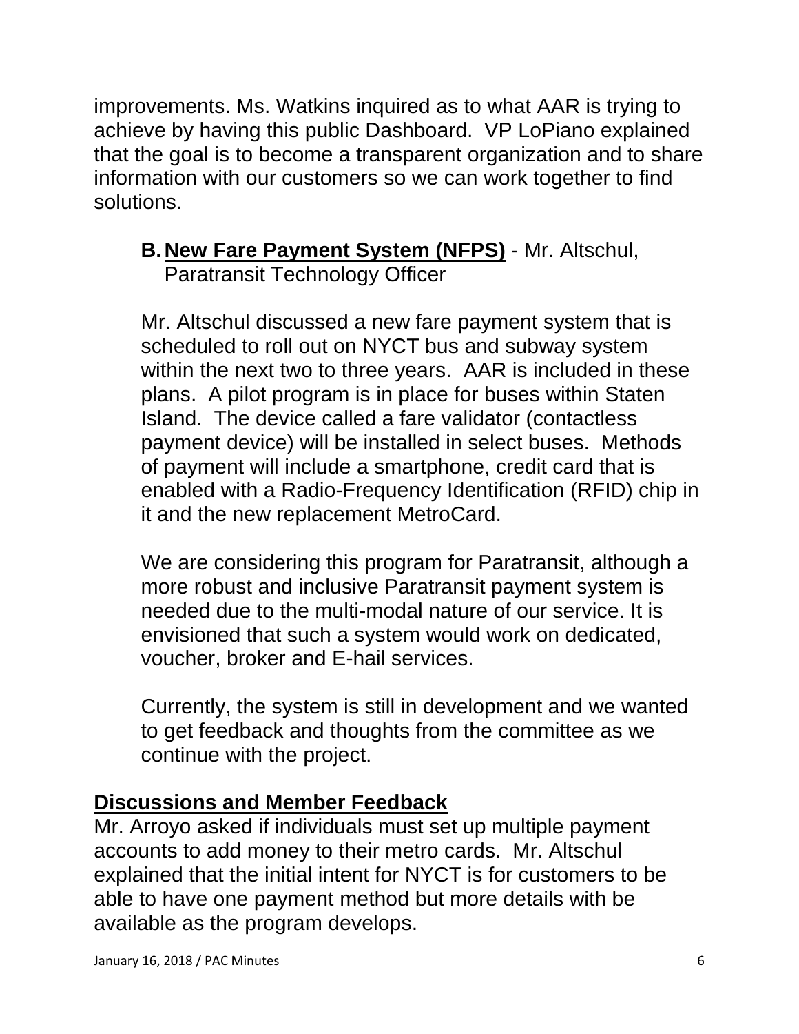improvements. Ms. Watkins inquired as to what AAR is trying to achieve by having this public Dashboard. VP LoPiano explained that the goal is to become a transparent organization and to share information with our customers so we can work together to find solutions.

**B. New Fare Payment System (NFPS)** - Mr. Altschul, Paratransit Technology Officer

Mr. Altschul discussed a new fare payment system that is scheduled to roll out on NYCT bus and subway system within the next two to three years. AAR is included in these plans. A pilot program is in place for buses within Staten Island. The device called a fare validator (contactless payment device) will be installed in select buses. Methods of payment will include a smartphone, credit card that is enabled with a Radio-Frequency Identification (RFID) chip in it and the new replacement MetroCard.

We are considering this program for Paratransit, although a more robust and inclusive Paratransit payment system is needed due to the multi-modal nature of our service. It is envisioned that such a system would work on dedicated, voucher, broker and E-hail services.

Currently, the system is still in development and we wanted to get feedback and thoughts from the committee as we continue with the project.

## Discussions and Member Feedback

Mr. Arroyo asked if individuals must set up multiple payment accounts to add money to their metro cards. Mr. Altschul explained that the initial intent for NYCT is for customers to be able to have one payment method but more details with be available as the program develops.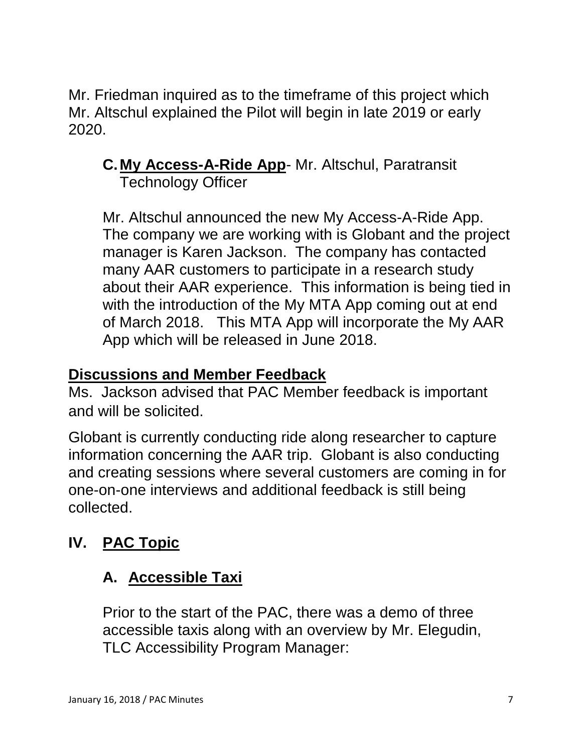Mr. Friedman inquired as to the timeframe of this project which Mr. Altschul explained the Pilot will begin in late 2019 or early 2020.

### C. My Access-A-Ride App- Mr. Altschul, Paratransit Technology Officer

Mr. Altschul announced the new My Access-A-Ride App. The company we are working with is Globant and the project manager is Karen Jackson. The company has contacted many AAR customers to participate in a research study about their AAR experience. This information is being tied in with the introduction of the My MTA App coming out at end of March 2018. This MTA App will incorporate the My AAR App which will be released in June 2018.

**Discussions and Member Feedback**

Ms. Jackson advised that PAC Member feedback is important and will be solicited.

Globant is currently conducting ride along researcher to capture information concerning the AAR trip. Globant is also conducting and creating sessions where several customers are coming in for one-on-one interviews and additional feedback is still being collected.

## IV. PAC Topic

### A. Accessible Taxi

Prior to the start of the PAC, there was a demo of three accessible taxis along with an overview by Mr. Elegudin, TLC Accessibility Program Manager: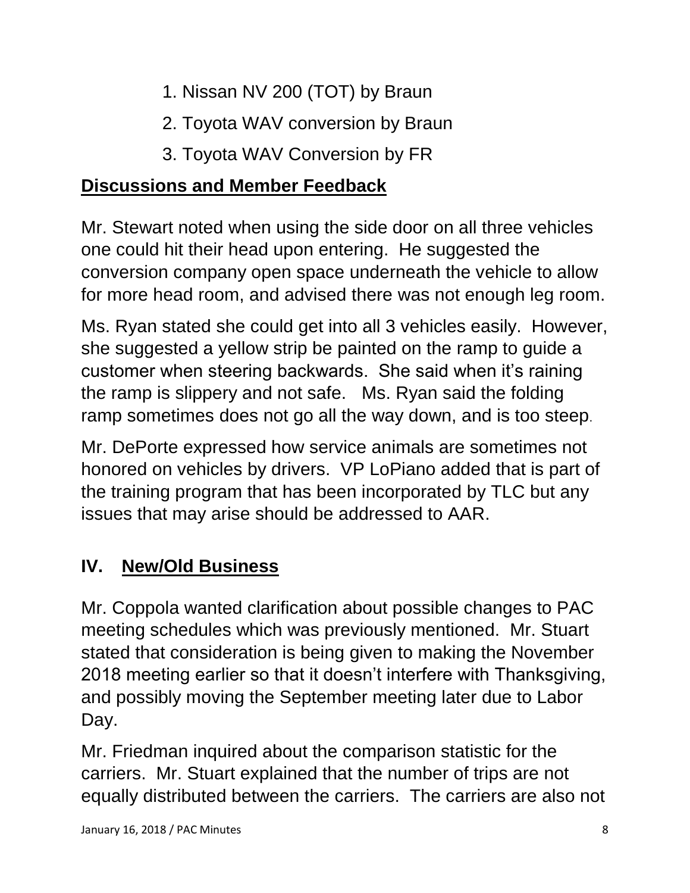1. Nissan NV 200 (TOT) by Braun
2. Toyota WAV conversion by Braun
3. Toyota WAV Conversion by FR

**Discussions and Member Feedback**

Mr. Stewart noted when using the side door on all three vehicles one could hit their head upon entering. He suggested the conversion company open space underneath the vehicle to allow for more head room, and advised there was not enough leg room.

Ms. Ryan stated she could get into all 3 vehicles easily. However, she suggested a yellow strip be painted on the ramp to guide a customer when steering backwards. She said when it's raining the ramp is slippery and not safe. Ms. Ryan said the folding ramp sometimes does not go all the way down, and is too steep.

Mr. DePorte expressed how service animals are sometimes not honored on vehicles by drivers. VP LoPiano added that is part of the training program that has been incorporated by TLC but any issues that may arise should be addressed to AAR.

## IV. New/Old Business

Mr. Coppola wanted clarification about possible changes to PAC meeting schedules which was previously mentioned. Mr. Stuart stated that consideration is being given to making the November 2018 meeting earlier so that it doesn't interfere with Thanksgiving, and possibly moving the September meeting later due to Labor Day.

Mr. Friedman inquired about the comparison statistic for the carriers. Mr. Stuart explained that the number of trips are not equally distributed between the carriers. The carriers are also not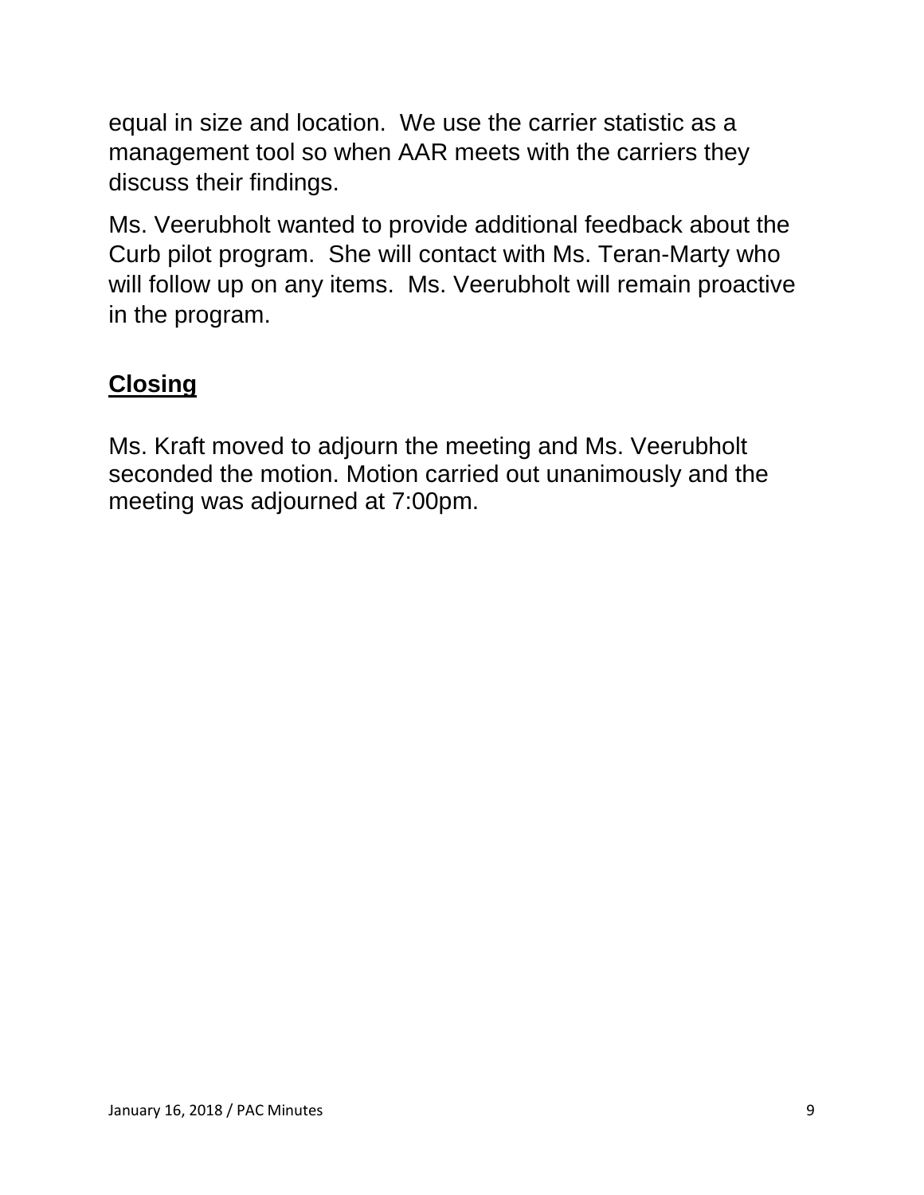equal in size and location. We use the carrier statistic as a management tool so when AAR meets with the carriers they discuss their findings.

Ms. Veerubholt wanted to provide additional feedback about the Curb pilot program. She will contact with Ms. Teran-Marty who will follow up on any items. Ms. Veerubholt will remain proactive in the program.

## Closing

Ms. Kraft moved to adjourn the meeting and Ms. Veerubholt seconded the motion. Motion carried out unanimously and the meeting was adjourned at 7:00pm.